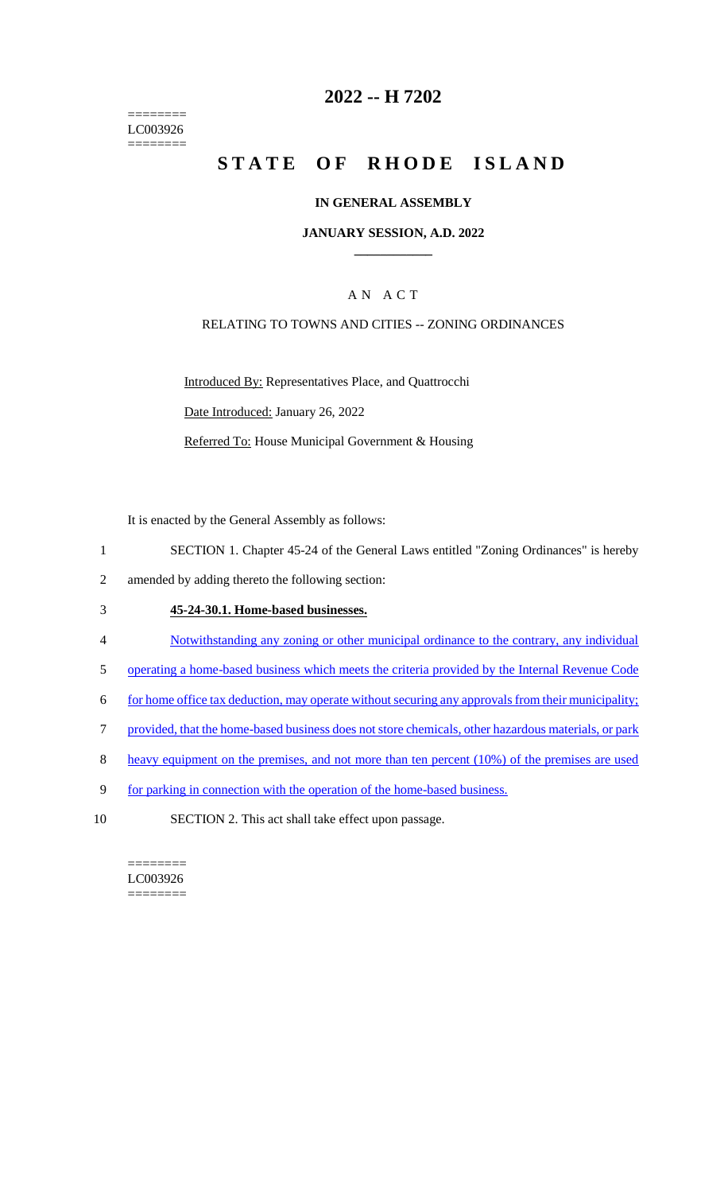========
LC003926
========

# 2022 -- H 7202

# STATE OF RHODE ISLAND

## IN GENERAL ASSEMBLY

### JANUARY SESSION, A.D. 2022

---

A N A C T

RELATING TO TOWNS AND CITIES -- ZONING ORDINANCES

Introduced By: Representatives Place, and Quattrocchi

Date Introduced: January 26, 2022

Referred To: House Municipal Government & Housing

It is enacted by the General Assembly as follows:

1 SECTION 1. Chapter 45-24 of the General Laws entitled "Zoning Ordinances" is hereby
2 amended by adding thereto the following section:

3 **45-24-30.1. Home-based businesses.**

4 Notwithstanding any zoning or other municipal ordinance to the contrary, any individual
5 operating a home-based business which meets the criteria provided by the Internal Revenue Code
6 for home office tax deduction, may operate without securing any approvals from their municipality;
7 provided, that the home-based business does not store chemicals, other hazardous materials, or park
8 heavy equipment on the premises, and not more than ten percent (10%) of the premises are used
9 for parking in connection with the operation of the home-based business.

10 SECTION 2. This act shall take effect upon passage.

========
LC003926
========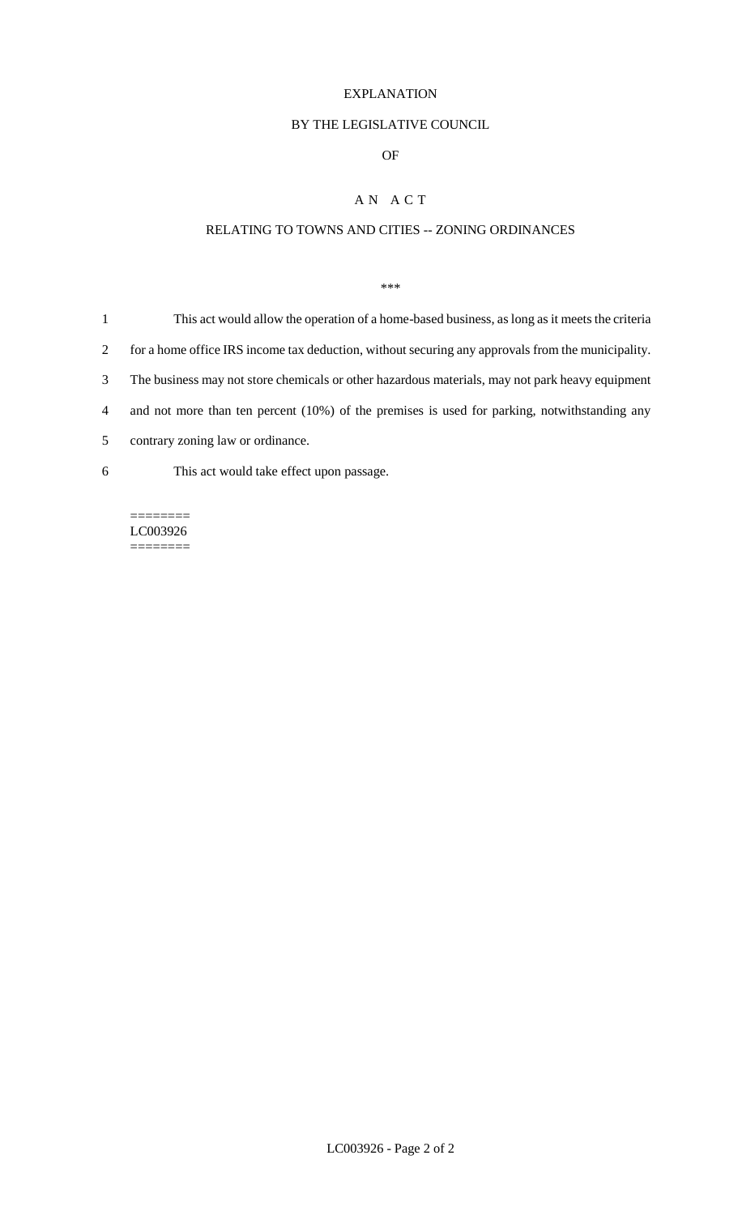EXPLANATION

BY THE LEGISLATIVE COUNCIL

OF

# A N A C T

RELATING TO TOWNS AND CITIES -- ZONING ORDINANCES

\*\*\*

1 This act would allow the operation of a home-based business, as long as it meets the criteria
2 for a home office IRS income tax deduction, without securing any approvals from the municipality.
3 The business may not store chemicals or other hazardous materials, may not park heavy equipment
4 and not more than ten percent (10%) of the premises is used for parking, notwithstanding any
5 contrary zoning law or ordinance.

6 This act would take effect upon passage.

========
LC003926
========